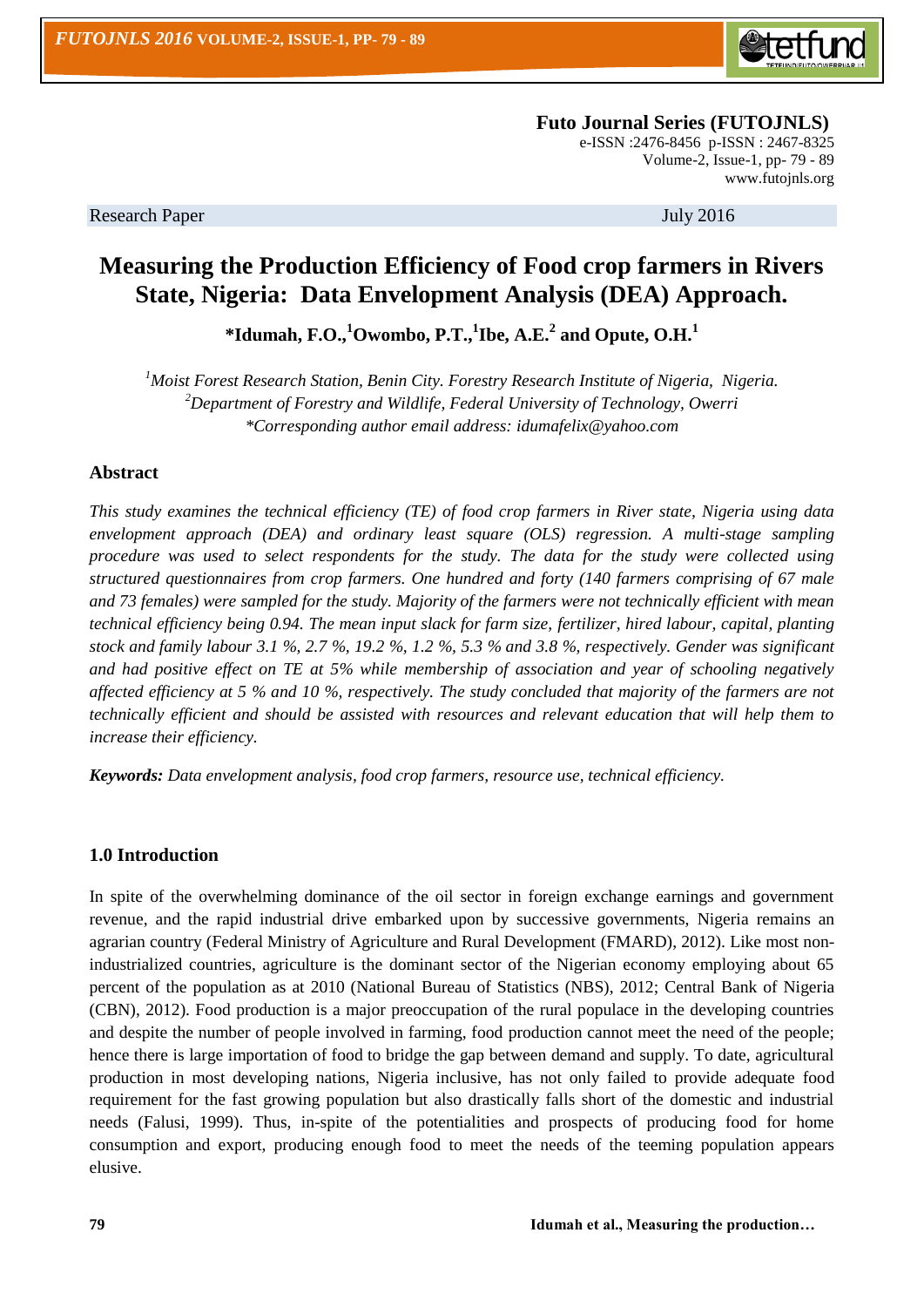**Futo Journal Series (FUTOJNLS)**
e-ISSN :2476-8456 p-ISSN : 2467-8325
Volume-2, Issue-1, pp- 79 - 89
www.futojnls.org

Research Paper July 2016

# Measuring the Production Efficiency of Food crop farmers in Rivers State, Nigeria: Data Envelopment Analysis (DEA) Approach.

**\*Idumah, F.O.,[1] Owombo, P.T.,[1] Ibe, A.E.[2] and Opute, O.H.[1]**

*[1] Moist Forest Research Station, Benin City. Forestry Research Institute of Nigeria, Nigeria.*
*[2] Department of Forestry and Wildlife, Federal University of Technology, Owerri*
*\*Corresponding author email address: idumafelix@yahoo.com*

## Abstract

*This study examines the technical efficiency (TE) of food crop farmers in River state, Nigeria using data envelopment approach (DEA) and ordinary least square (OLS) regression. A multi-stage sampling procedure was used to select respondents for the study. The data for the study were collected using structured questionnaires from crop farmers. One hundred and forty (140 farmers comprising of 67 male and 73 females) were sampled for the study. Majority of the farmers were not technically efficient with mean technical efficiency being 0.94. The mean input slack for farm size, fertilizer, hired labour, capital, planting stock and family labour 3.1 %, 2.7 %, 19.2 %, 1.2 %, 5.3 % and 3.8 %, respectively. Gender was significant and had positive effect on TE at 5% while membership of association and year of schooling negatively affected efficiency at 5 % and 10 %, respectively. The study concluded that majority of the farmers are not technically efficient and should be assisted with resources and relevant education that will help them to increase their efficiency.*

***Keywords:*** *Data envelopment analysis, food crop farmers, resource use, technical efficiency.*

## 1.0 Introduction

In spite of the overwhelming dominance of the oil sector in foreign exchange earnings and government revenue, and the rapid industrial drive embarked upon by successive governments, Nigeria remains an agrarian country (Federal Ministry of Agriculture and Rural Development (FMARD), 2012). Like most non-industrialized countries, agriculture is the dominant sector of the Nigerian economy employing about 65 percent of the population as at 2010 (National Bureau of Statistics (NBS), 2012; Central Bank of Nigeria (CBN), 2012). Food production is a major preoccupation of the rural populace in the developing countries and despite the number of people involved in farming, food production cannot meet the need of the people; hence there is large importation of food to bridge the gap between demand and supply. To date, agricultural production in most developing nations, Nigeria inclusive, has not only failed to provide adequate food requirement for the fast growing population but also drastically falls short of the domestic and industrial needs (Falusi, 1999). Thus, in-spite of the potentialities and prospects of producing food for home consumption and export, producing enough food to meet the needs of the teeming population appears elusive.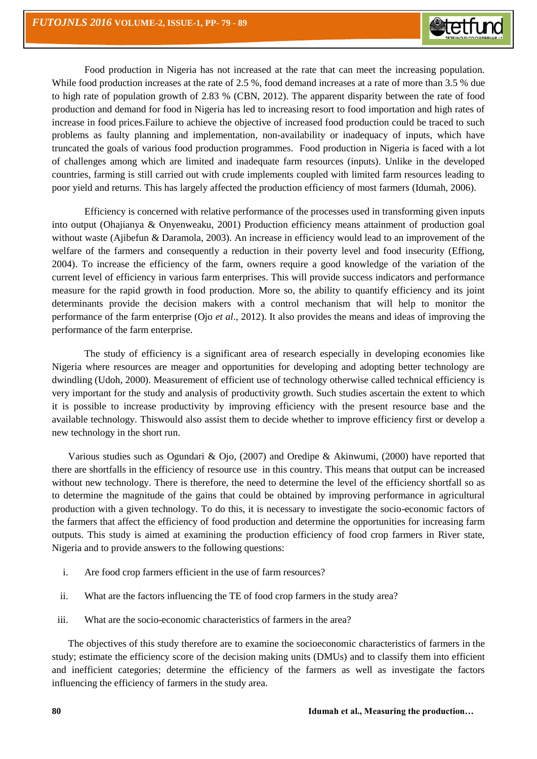Food production in Nigeria has not increased at the rate that can meet the increasing population. While food production increases at the rate of 2.5 %, food demand increases at a rate of more than 3.5 % due to high rate of population growth of 2.83 % (CBN, 2012). The apparent disparity between the rate of food production and demand for food in Nigeria has led to increasing resort to food importation and high rates of increase in food prices.Failure to achieve the objective of increased food production could be traced to such problems as faulty planning and implementation, non-availability or inadequacy of inputs, which have truncated the goals of various food production programmes. Food production in Nigeria is faced with a lot of challenges among which are limited and inadequate farm resources (inputs). Unlike in the developed countries, farming is still carried out with crude implements coupled with limited farm resources leading to poor yield and returns. This has largely affected the production efficiency of most farmers (Idumah, 2006).

Efficiency is concerned with relative performance of the processes used in transforming given inputs into output (Ohajianya & Onyenweaku, 2001) Production efficiency means attainment of production goal without waste (Ajibefun & Daramola, 2003). An increase in efficiency would lead to an improvement of the welfare of the farmers and consequently a reduction in their poverty level and food insecurity (Effiong, 2004). To increase the efficiency of the farm, owners require a good knowledge of the variation of the current level of efficiency in various farm enterprises. This will provide success indicators and performance measure for the rapid growth in food production. More so, the ability to quantify efficiency and its joint determinants provide the decision makers with a control mechanism that will help to monitor the performance of the farm enterprise (Ojo *et al*., 2012). It also provides the means and ideas of improving the performance of the farm enterprise.

The study of efficiency is a significant area of research especially in developing economies like Nigeria where resources are meager and opportunities for developing and adopting better technology are dwindling (Udoh, 2000). Measurement of efficient use of technology otherwise called technical efficiency is very important for the study and analysis of productivity growth. Such studies ascertain the extent to which it is possible to increase productivity by improving efficiency with the present resource base and the available technology. Thiswould also assist them to decide whether to improve efficiency first or develop a new technology in the short run.

Various studies such as Ogundari & Ojo, (2007) and Oredipe & Akinwumi, (2000) have reported that there are shortfalls in the efficiency of resource use in this country. This means that output can be increased without new technology. There is therefore, the need to determine the level of the efficiency shortfall so as to determine the magnitude of the gains that could be obtained by improving performance in agricultural production with a given technology. To do this, it is necessary to investigate the socio-economic factors of the farmers that affect the efficiency of food production and determine the opportunities for increasing farm outputs. This study is aimed at examining the production efficiency of food crop farmers in River state, Nigeria and to provide answers to the following questions:

i. Are food crop farmers efficient in the use of farm resources?

ii. What are the factors influencing the TE of food crop farmers in the study area?

iii. What are the socio-economic characteristics of farmers in the area?

The objectives of this study therefore are to examine the socioeconomic characteristics of farmers in the study; estimate the efficiency score of the decision making units (DMUs) and to classify them into efficient and inefficient categories; determine the efficiency of the farmers as well as investigate the factors influencing the efficiency of farmers in the study area.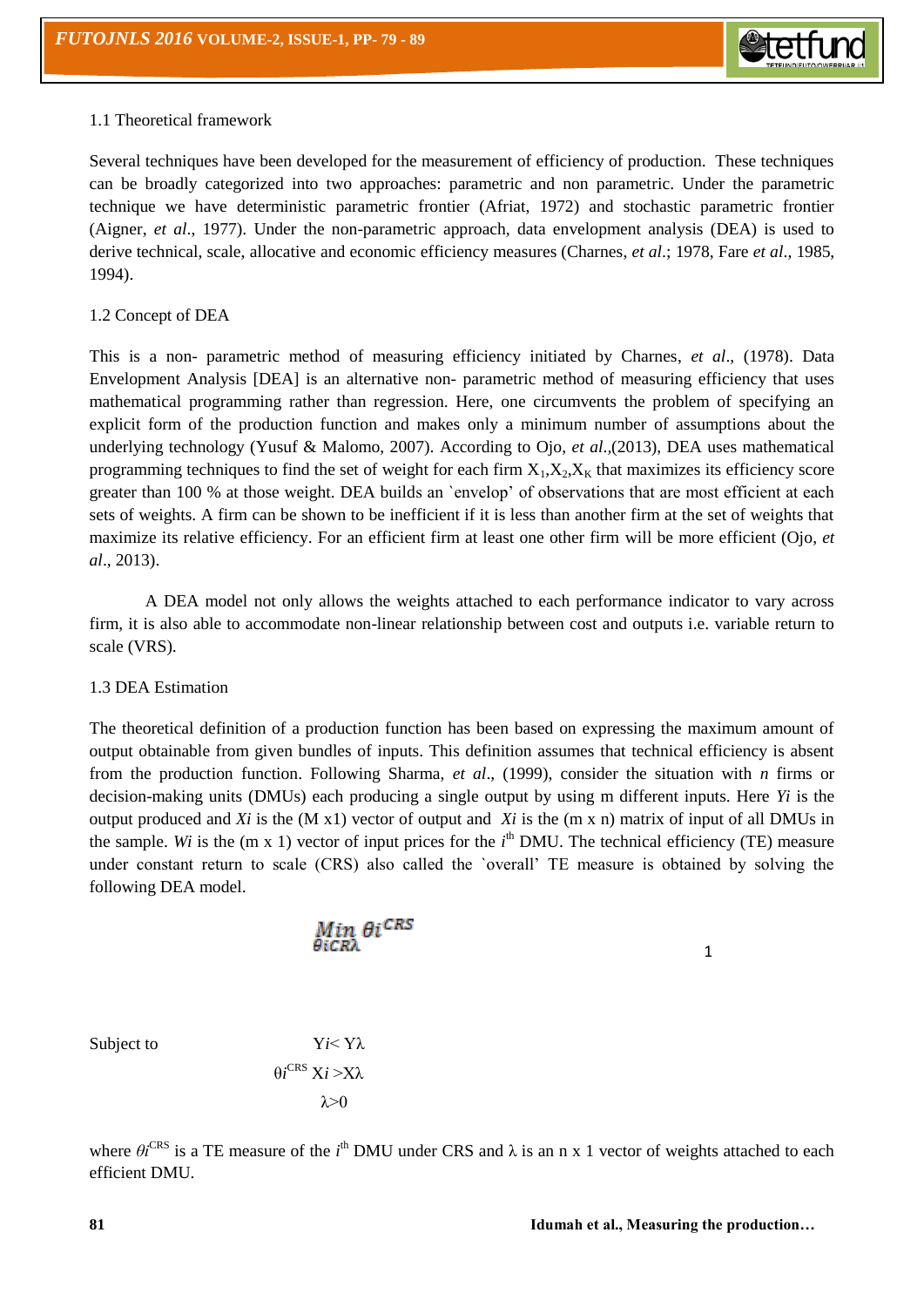1.1 Theoretical framework

Several techniques have been developed for the measurement of efficiency of production. These techniques can be broadly categorized into two approaches: parametric and non parametric. Under the parametric technique we have deterministic parametric frontier (Afriat, 1972) and stochastic parametric frontier (Aigner, *et al*., 1977). Under the non-parametric approach, data envelopment analysis (DEA) is used to derive technical, scale, allocative and economic efficiency measures (Charnes, *et al*.; 1978, Fare *et al*., 1985, 1994).

1.2 Concept of DEA

This is a non- parametric method of measuring efficiency initiated by Charnes, *et al*., (1978). Data Envelopment Analysis [DEA] is an alternative non- parametric method of measuring efficiency that uses mathematical programming rather than regression. Here, one circumvents the problem of specifying an explicit form of the production function and makes only a minimum number of assumptions about the underlying technology (Yusuf & Malomo, 2007). According to Ojo, *et al*.,(2013), DEA uses mathematical programming techniques to find the set of weight for each firm $X_1, X_2, X_K$ that maximizes its efficiency score greater than 100 % at those weight. DEA builds an `envelop' of observations that are most efficient at each sets of weights. A firm can be shown to be inefficient if it is less than another firm at the set of weights that maximize its relative efficiency. For an efficient firm at least one other firm will be more efficient (Ojo, *et al*., 2013).

A DEA model not only allows the weights attached to each performance indicator to vary across firm, it is also able to accommodate non-linear relationship between cost and outputs i.e. variable return to scale (VRS).

1.3 DEA Estimation

The theoretical definition of a production function has been based on expressing the maximum amount of output obtainable from given bundles of inputs. This definition assumes that technical efficiency is absent from the production function. Following Sharma, *et al*., (1999), consider the situation with *n* firms or decision-making units (DMUs) each producing a single output by using m different inputs. Here $Yi$ is the output produced and $Xi$ is the (M x1) vector of output and $Xi$ is the (m x n) matrix of input of all DMUs in the sample. $Wi$ is the (m x 1) vector of input prices for the $i^{th}$ DMU. The technical efficiency (TE) measure under constant return to scale (CRS) also called the `overall' TE measure is obtained by solving the following DEA model.

$$\underset{\theta i CR\lambda}{Min}\ \theta i^{CRS} \qquad (1)$$

Subject to

$$Yi < Y\lambda$$

$$\theta i^{CRS} Xi > X\lambda$$

$$\lambda > 0$$

where $\theta i^{CRS}$ is a TE measure of the $i^{th}$ DMU under CRS and $\lambda$ is an n x 1 vector of weights attached to each efficient DMU.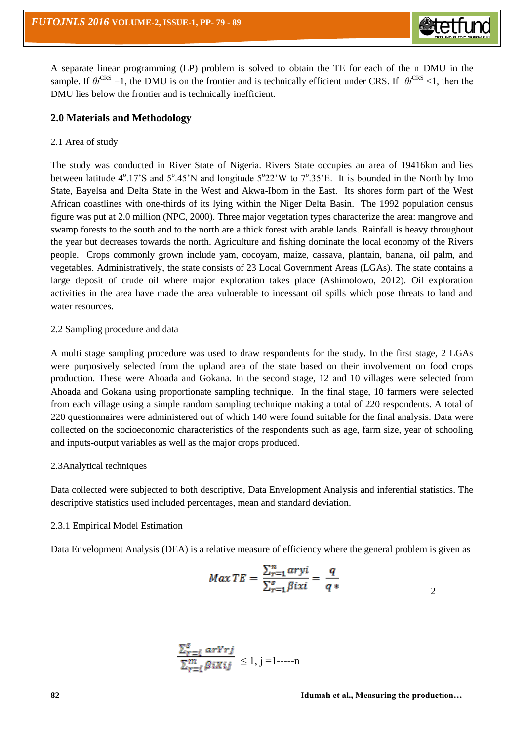A separate linear programming (LP) problem is solved to obtain the TE for each of the n DMU in the sample. If $\theta i^{CRS}$ =1, the DMU is on the frontier and is technically efficient under CRS. If $\theta i^{CRS}$ <1, then the DMU lies below the frontier and is technically inefficient.

## 2.0 Materials and Methodology

### 2.1 Area of study

The study was conducted in River State of Nigeria. Rivers State occupies an area of 19416km and lies between latitude 4°.17'S and 5°.45'N and longitude 5°22'W to 7°.35'E. It is bounded in the North by Imo State, Bayelsa and Delta State in the West and Akwa-Ibom in the East. Its shores form part of the West African coastlines with one-thirds of its lying within the Niger Delta Basin. The 1992 population census figure was put at 2.0 million (NPC, 2000). Three major vegetation types characterize the area: mangrove and swamp forests to the south and to the north are a thick forest with arable lands. Rainfall is heavy throughout the year but decreases towards the north. Agriculture and fishing dominate the local economy of the Rivers people. Crops commonly grown include yam, cocoyam, maize, cassava, plantain, banana, oil palm, and vegetables. Administratively, the state consists of 23 Local Government Areas (LGAs). The state contains a large deposit of crude oil where major exploration takes place (Ashimolowo, 2012). Oil exploration activities in the area have made the area vulnerable to incessant oil spills which pose threats to land and water resources.

### 2.2 Sampling procedure and data

A multi stage sampling procedure was used to draw respondents for the study. In the first stage, 2 LGAs were purposively selected from the upland area of the state based on their involvement on food crops production. These were Ahoada and Gokana. In the second stage, 12 and 10 villages were selected from Ahoada and Gokana using proportionate sampling technique. In the final stage, 10 farmers were selected from each village using a simple random sampling technique making a total of 220 respondents. A total of 220 questionnaires were administered out of which 140 were found suitable for the final analysis. Data were collected on the socioeconomic characteristics of the respondents such as age, farm size, year of schooling and inputs-output variables as well as the major crops produced.

### 2.3Analytical techniques

Data collected were subjected to both descriptive, Data Envelopment Analysis and inferential statistics. The descriptive statistics used included percentages, mean and standard deviation.

#### 2.3.1 Empirical Model Estimation

Data Envelopment Analysis (DEA) is a relative measure of efficiency where the general problem is given as

$$Max\ TE = \frac{\sum_{r=1}^{n} \alpha ryi}{\sum_{r=1}^{s} \beta ixi} = \frac{q}{q*} \qquad 2$$

$$\frac{\sum_{r=i}^{s} \alpha rYrj}{\sum_{r=i}^{m} \beta iXij} \leq 1,\ j = 1\text{-----}n$$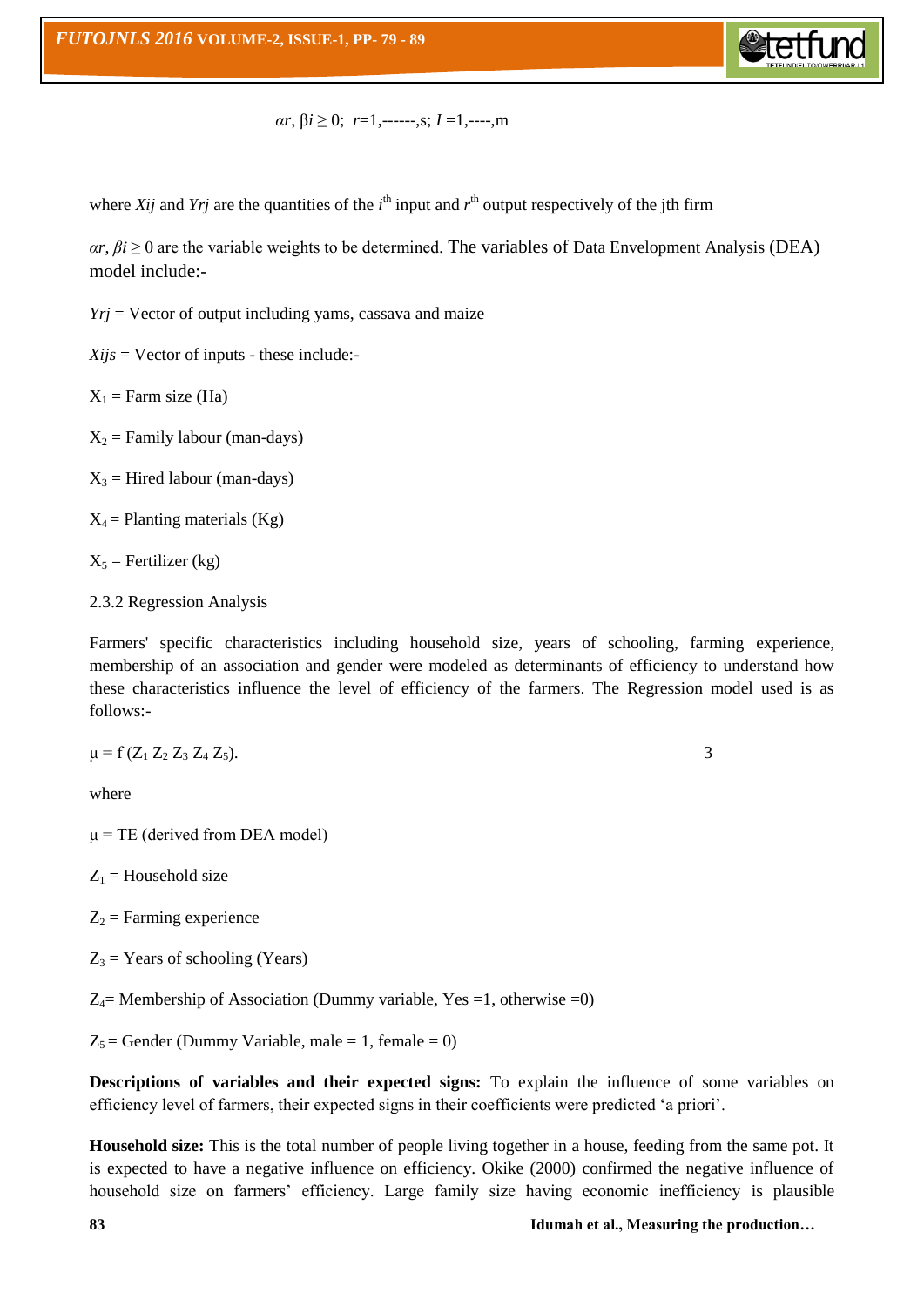$$\alpha r, \beta i \geq 0; \; r=1,\text{------},s; \; I=1,\text{----},m$$

where *Xij* and *Yrj* are the quantities of the $i^{th}$ input and $r^{th}$ output respectively of the jth firm

$\alpha r, \beta i \geq 0$ are the variable weights to be determined. The variables of Data Envelopment Analysis (DEA) model include:-

*Yrj* = Vector of output including yams, cassava and maize

*Xijs* = Vector of inputs - these include:-

$X_1$ = Farm size (Ha)

$X_2$ = Family labour (man-days)

$X_3$ = Hired labour (man-days)

$X_4$ = Planting materials (Kg)

$X_5$ = Fertilizer (kg)

2.3.2 Regression Analysis

Farmers' specific characteristics including household size, years of schooling, farming experience, membership of an association and gender were modeled as determinants of efficiency to understand how these characteristics influence the level of efficiency of the farmers. The Regression model used is as follows:-

$$\mu = f(Z_1\ Z_2\ Z_3\ Z_4\ Z_5). \qquad 3$$

where

$\mu$ = TE (derived from DEA model)

$Z_1$ = Household size

$Z_2$ = Farming experience

$Z_3$ = Years of schooling (Years)

$Z_4$= Membership of Association (Dummy variable, Yes =1, otherwise =0)

$Z_5$ = Gender (Dummy Variable, male = 1, female = 0)

**Descriptions of variables and their expected signs:** To explain the influence of some variables on efficiency level of farmers, their expected signs in their coefficients were predicted 'a priori'.

**Household size:** This is the total number of people living together in a house, feeding from the same pot. It is expected to have a negative influence on efficiency. Okike (2000) confirmed the negative influence of household size on farmers' efficiency. Large family size having economic inefficiency is plausible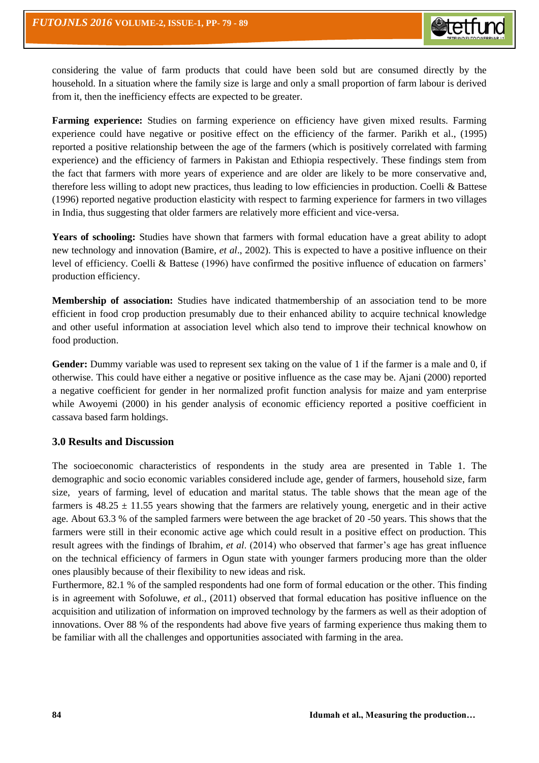considering the value of farm products that could have been sold but are consumed directly by the household. In a situation where the family size is large and only a small proportion of farm labour is derived from it, then the inefficiency effects are expected to be greater.

**Farming experience:** Studies on farming experience on efficiency have given mixed results. Farming experience could have negative or positive effect on the efficiency of the farmer. Parikh et al., (1995) reported a positive relationship between the age of the farmers (which is positively correlated with farming experience) and the efficiency of farmers in Pakistan and Ethiopia respectively. These findings stem from the fact that farmers with more years of experience and are older are likely to be more conservative and, therefore less willing to adopt new practices, thus leading to low efficiencies in production. Coelli & Battese (1996) reported negative production elasticity with respect to farming experience for farmers in two villages in India, thus suggesting that older farmers are relatively more efficient and vice-versa.

**Years of schooling:** Studies have shown that farmers with formal education have a great ability to adopt new technology and innovation (Bamire, *et al*., 2002). This is expected to have a positive influence on their level of efficiency. Coelli & Battese (1996) have confirmed the positive influence of education on farmers' production efficiency.

**Membership of association:** Studies have indicated thatmembership of an association tend to be more efficient in food crop production presumably due to their enhanced ability to acquire technical knowledge and other useful information at association level which also tend to improve their technical knowhow on food production.

**Gender:** Dummy variable was used to represent sex taking on the value of 1 if the farmer is a male and 0, if otherwise. This could have either a negative or positive influence as the case may be. Ajani (2000) reported a negative coefficient for gender in her normalized profit function analysis for maize and yam enterprise while Awoyemi (2000) in his gender analysis of economic efficiency reported a positive coefficient in cassava based farm holdings.

### 3.0 Results and Discussion

The socioeconomic characteristics of respondents in the study area are presented in Table 1. The demographic and socio economic variables considered include age, gender of farmers, household size, farm size, years of farming, level of education and marital status. The table shows that the mean age of the farmers is 48.25 ± 11.55 years showing that the farmers are relatively young, energetic and in their active age. About 63.3 % of the sampled farmers were between the age bracket of 20 -50 years. This shows that the farmers were still in their economic active age which could result in a positive effect on production. This result agrees with the findings of Ibrahim, *et al*. (2014) who observed that farmer's age has great influence on the technical efficiency of farmers in Ogun state with younger farmers producing more than the older ones plausibly because of their flexibility to new ideas and risk.

Furthermore, 82.1 % of the sampled respondents had one form of formal education or the other. This finding is in agreement with Sofoluwe, *et a*l., (2011) observed that formal education has positive influence on the acquisition and utilization of information on improved technology by the farmers as well as their adoption of innovations. Over 88 % of the respondents had above five years of farming experience thus making them to be familiar with all the challenges and opportunities associated with farming in the area.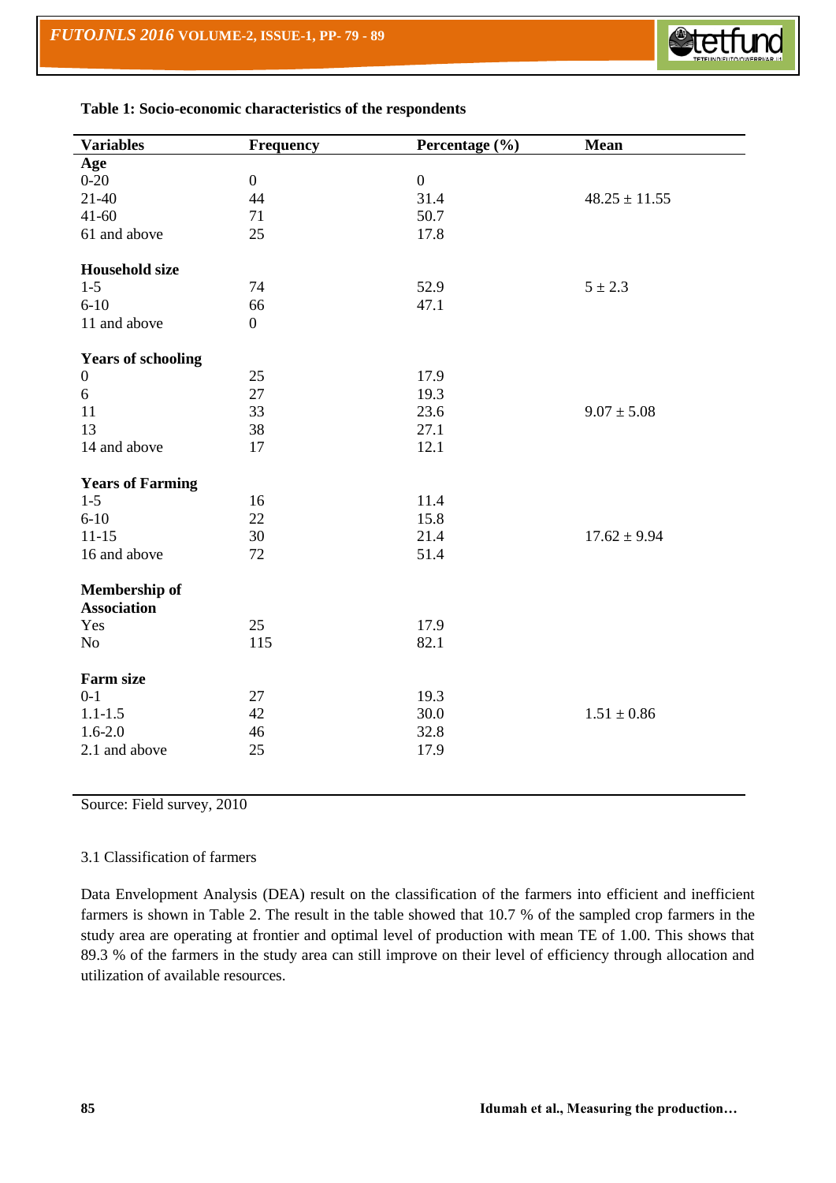**Table 1: Socio-economic characteristics of the respondents**

| Variables | Frequency | Percentage (%) | Mean |
|---|---|---|---|
| **Age** | | | |
| 0-20 | 0 | 0 | |
| 21-40 | 44 | 31.4 | 48.25 ± 11.55 |
| 41-60 | 71 | 50.7 | |
| 61 and above | 25 | 17.8 | |
| **Household size** | | | |
| 1-5 | 74 | 52.9 | 5 ± 2.3 |
| 6-10 | 66 | 47.1 | |
| 11 and above | 0 | | |
| **Years of schooling** | | | |
| 0 | 25 | 17.9 | |
| 6 | 27 | 19.3 | |
| 11 | 33 | 23.6 | 9.07 ± 5.08 |
| 13 | 38 | 27.1 | |
| 14 and above | 17 | 12.1 | |
| **Years of Farming** | | | |
| 1-5 | 16 | 11.4 | |
| 6-10 | 22 | 15.8 | |
| 11-15 | 30 | 21.4 | 17.62 ± 9.94 |
| 16 and above | 72 | 51.4 | |
| **Membership of Association** | | | |
| Yes | 25 | 17.9 | |
| No | 115 | 82.1 | |
| **Farm size** | | | |
| 0-1 | 27 | 19.3 | |
| 1.1-1.5 | 42 | 30.0 | 1.51 ± 0.86 |
| 1.6-2.0 | 46 | 32.8 | |
| 2.1 and above | 25 | 17.9 | |

Source: Field survey, 2010

3.1 Classification of farmers

Data Envelopment Analysis (DEA) result on the classification of the farmers into efficient and inefficient farmers is shown in Table 2. The result in the table showed that 10.7 % of the sampled crop farmers in the study area are operating at frontier and optimal level of production with mean TE of 1.00. This shows that 89.3 % of the farmers in the study area can still improve on their level of efficiency through allocation and utilization of available resources.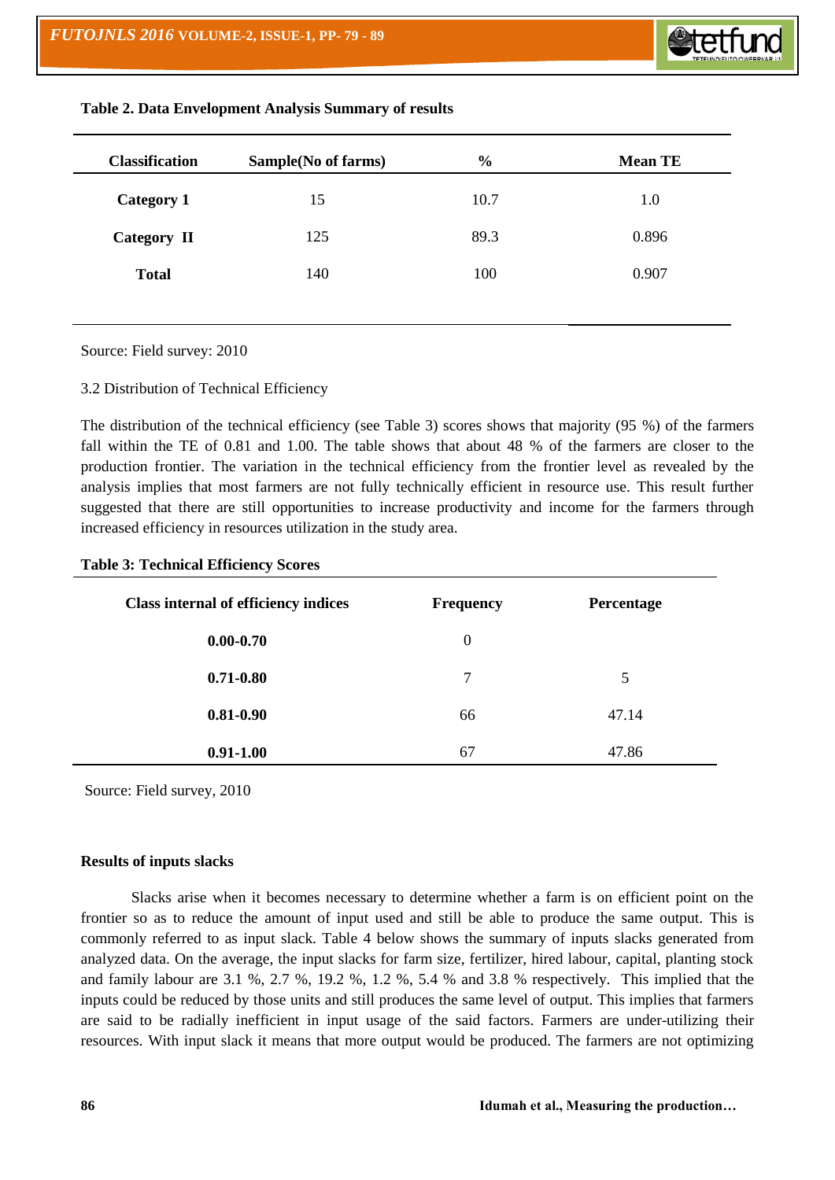**Table 2. Data Envelopment Analysis Summary of results**

| Classification | Sample(No of farms) | % | Mean TE |
|---|---|---|---|
| **Category 1** | 15 | 10.7 | 1.0 |
| **Category II** | 125 | 89.3 | 0.896 |
| **Total** | 140 | 100 | 0.907 |

Source: Field survey: 2010

3.2 Distribution of Technical Efficiency

The distribution of the technical efficiency (see Table 3) scores shows that majority (95 %) of the farmers fall within the TE of 0.81 and 1.00. The table shows that about 48 % of the farmers are closer to the production frontier. The variation in the technical efficiency from the frontier level as revealed by the analysis implies that most farmers are not fully technically efficient in resource use. This result further suggested that there are still opportunities to increase productivity and income for the farmers through increased efficiency in resources utilization in the study area.

**Table 3: Technical Efficiency Scores**

| Class internal of efficiency indices | Frequency | Percentage |
|---|---|---|
| **0.00-0.70** | 0 | |
| **0.71-0.80** | 7 | 5 |
| **0.81-0.90** | 66 | 47.14 |
| **0.91-1.00** | 67 | 47.86 |

Source: Field survey, 2010

**Results of inputs slacks**

Slacks arise when it becomes necessary to determine whether a farm is on efficient point on the frontier so as to reduce the amount of input used and still be able to produce the same output. This is commonly referred to as input slack. Table 4 below shows the summary of inputs slacks generated from analyzed data. On the average, the input slacks for farm size, fertilizer, hired labour, capital, planting stock and family labour are 3.1 %, 2.7 %, 19.2 %, 1.2 %, 5.4 % and 3.8 % respectively. This implied that the inputs could be reduced by those units and still produces the same level of output. This implies that farmers are said to be radially inefficient in input usage of the said factors. Farmers are under-utilizing their resources. With input slack it means that more output would be produced. The farmers are not optimizing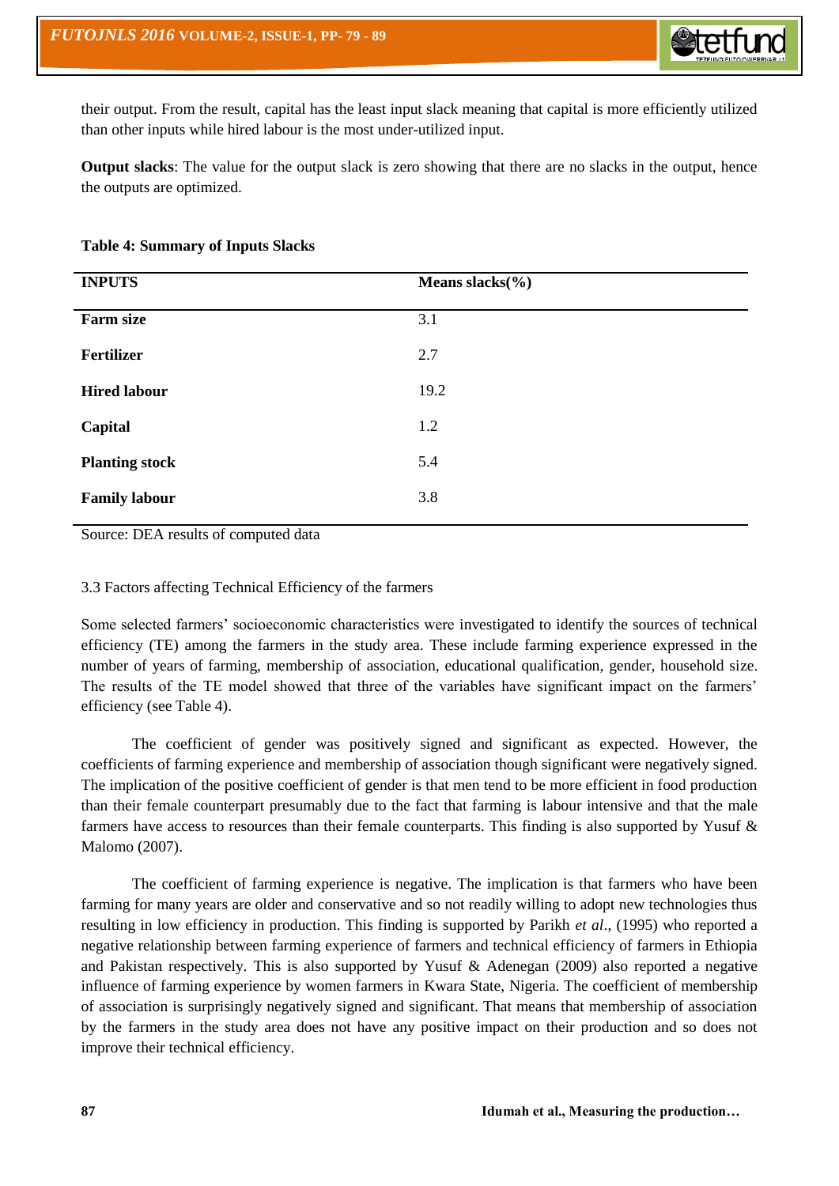their output. From the result, capital has the least input slack meaning that capital is more efficiently utilized than other inputs while hired labour is the most under-utilized input.

**Output slacks**: The value for the output slack is zero showing that there are no slacks in the output, hence the outputs are optimized.

**Table 4: Summary of Inputs Slacks**

| INPUTS | Means slacks(%) |
|---|---|
| **Farm size** | 3.1 |
| **Fertilizer** | 2.7 |
| **Hired labour** | 19.2 |
| **Capital** | 1.2 |
| **Planting stock** | 5.4 |
| **Family labour** | 3.8 |

Source: DEA results of computed data

3.3 Factors affecting Technical Efficiency of the farmers

Some selected farmers' socioeconomic characteristics were investigated to identify the sources of technical efficiency (TE) among the farmers in the study area. These include farming experience expressed in the number of years of farming, membership of association, educational qualification, gender, household size. The results of the TE model showed that three of the variables have significant impact on the farmers' efficiency (see Table 4).

The coefficient of gender was positively signed and significant as expected. However, the coefficients of farming experience and membership of association though significant were negatively signed. The implication of the positive coefficient of gender is that men tend to be more efficient in food production than their female counterpart presumably due to the fact that farming is labour intensive and that the male farmers have access to resources than their female counterparts. This finding is also supported by Yusuf & Malomo (2007).

The coefficient of farming experience is negative. The implication is that farmers who have been farming for many years are older and conservative and so not readily willing to adopt new technologies thus resulting in low efficiency in production. This finding is supported by Parikh *et al*., (1995) who reported a negative relationship between farming experience of farmers and technical efficiency of farmers in Ethiopia and Pakistan respectively. This is also supported by Yusuf & Adenegan (2009) also reported a negative influence of farming experience by women farmers in Kwara State, Nigeria. The coefficient of membership of association is surprisingly negatively signed and significant. That means that membership of association by the farmers in the study area does not have any positive impact on their production and so does not improve their technical efficiency.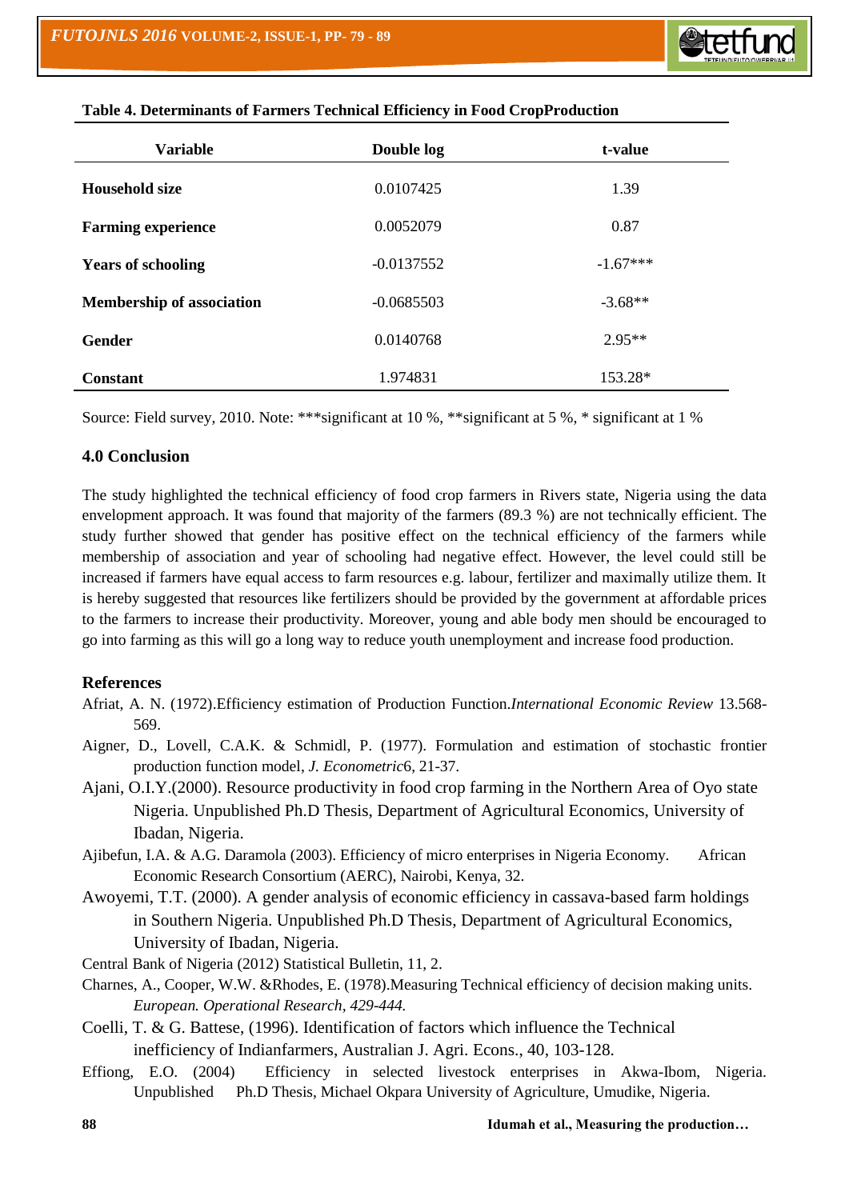**Table 4. Determinants of Farmers Technical Efficiency in Food CropProduction**

| Variable | Double log | t-value |
|---|---|---|
| **Household size** | 0.0107425 | 1.39 |
| **Farming experience** | 0.0052079 | 0.87 |
| **Years of schooling** | -0.0137552 | -1.67*** |
| **Membership of association** | -0.0685503 | -3.68** |
| **Gender** | 0.0140768 | 2.95** |
| **Constant** | 1.974831 | 153.28* |

Source: Field survey, 2010. Note: ***significant at 10 %, **significant at 5 %, * significant at 1 %

## 4.0 Conclusion

The study highlighted the technical efficiency of food crop farmers in Rivers state, Nigeria using the data envelopment approach. It was found that majority of the farmers (89.3 %) are not technically efficient. The study further showed that gender has positive effect on the technical efficiency of the farmers while membership of association and year of schooling had negative effect. However, the level could still be increased if farmers have equal access to farm resources e.g. labour, fertilizer and maximally utilize them. It is hereby suggested that resources like fertilizers should be provided by the government at affordable prices to the farmers to increase their productivity. Moreover, young and able body men should be encouraged to go into farming as this will go a long way to reduce youth unemployment and increase food production.

## References

Afriat, A. N. (1972).Efficiency estimation of Production Function.*International Economic Review* 13.568-569.

Aigner, D., Lovell, C.A.K. & Schmidl, P. (1977). Formulation and estimation of stochastic frontier production function model, *J. Econometric*6, 21-37.

Ajani, O.I.Y.(2000). Resource productivity in food crop farming in the Northern Area of Oyo state Nigeria. Unpublished Ph.D Thesis, Department of Agricultural Economics, University of Ibadan, Nigeria.

Ajibefun, I.A. & A.G. Daramola (2003). Efficiency of micro enterprises in Nigeria Economy. African Economic Research Consortium (AERC), Nairobi, Kenya, 32.

Awoyemi, T.T. (2000). A gender analysis of economic efficiency in cassava-based farm holdings in Southern Nigeria. Unpublished Ph.D Thesis, Department of Agricultural Economics, University of Ibadan, Nigeria.

Central Bank of Nigeria (2012) Statistical Bulletin, 11, 2.

Charnes, A., Cooper, W.W. &Rhodes, E. (1978).Measuring Technical efficiency of decision making units. *European. Operational Research, 429-444.*

Coelli, T. & G. Battese, (1996). Identification of factors which influence the Technical inefficiency of Indianfarmers, Australian J. Agri. Econs., 40, 103-128.

Effiong, E.O. (2004) Efficiency in selected livestock enterprises in Akwa-Ibom, Nigeria. Unpublished Ph.D Thesis, Michael Okpara University of Agriculture, Umudike, Nigeria.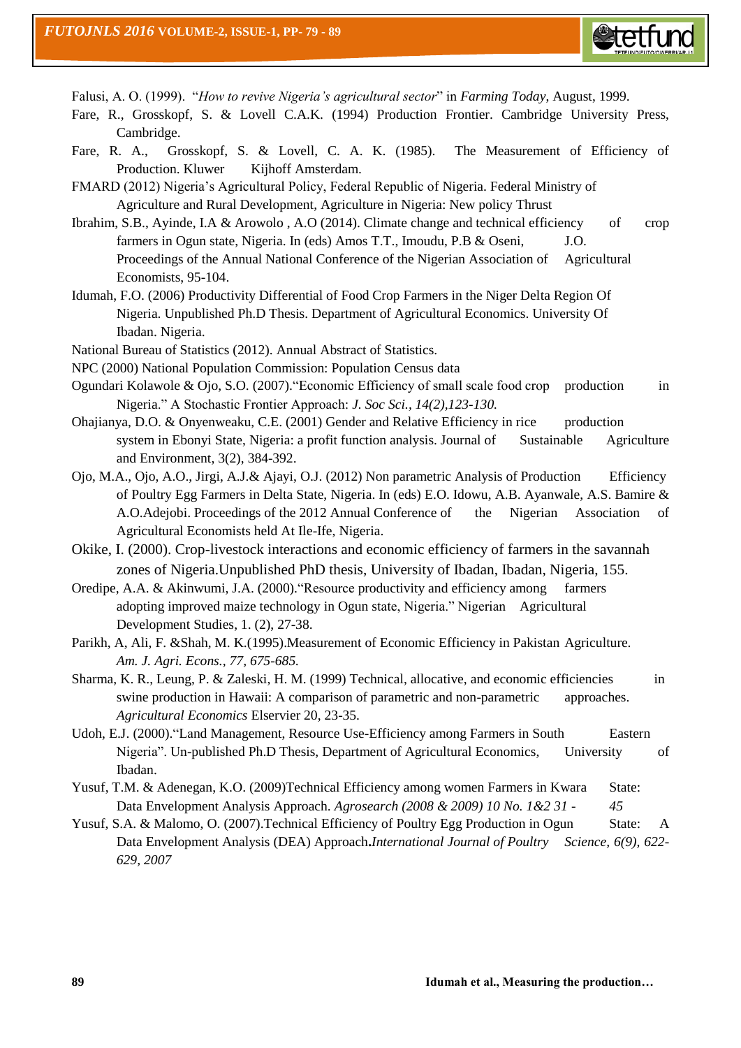Falusi, A. O. (1999). "*How to revive Nigeria's agricultural sector*" in *Farming Today*, August, 1999.

Fare, R., Grosskopf, S. & Lovell C.A.K. (1994) Production Frontier. Cambridge University Press, Cambridge.

Fare, R. A., Grosskopf, S. & Lovell, C. A. K. (1985). The Measurement of Efficiency of Production. Kluwer Kijhoff Amsterdam.

FMARD (2012) Nigeria's Agricultural Policy, Federal Republic of Nigeria. Federal Ministry of Agriculture and Rural Development, Agriculture in Nigeria: New policy Thrust

Ibrahim, S.B., Ayinde, I.A & Arowolo , A.O (2014). Climate change and technical efficiency of crop farmers in Ogun state, Nigeria. In (eds) Amos T.T., Imoudu, P.B & Oseni, J.O. Proceedings of the Annual National Conference of the Nigerian Association of Agricultural Economists, 95-104.

Idumah, F.O. (2006) Productivity Differential of Food Crop Farmers in the Niger Delta Region Of Nigeria. Unpublished Ph.D Thesis. Department of Agricultural Economics. University Of Ibadan. Nigeria.

National Bureau of Statistics (2012). Annual Abstract of Statistics.

NPC (2000) National Population Commission: Population Census data

Ogundari Kolawole & Ojo, S.O. (2007)."Economic Efficiency of small scale food crop production in Nigeria." A Stochastic Frontier Approach: *J. Soc Sci., 14(2),123-130.*

Ohajianya, D.O. & Onyenweaku, C.E. (2001) Gender and Relative Efficiency in rice production system in Ebonyi State, Nigeria: a profit function analysis. Journal of Sustainable Agriculture and Environment, 3(2), 384-392.

Ojo, M.A., Ojo, A.O., Jirgi, A.J.& Ajayi, O.J. (2012) Non parametric Analysis of Production Efficiency of Poultry Egg Farmers in Delta State, Nigeria. In (eds) E.O. Idowu, A.B. Ayanwale, A.S. Bamire & A.O.Adejobi. Proceedings of the 2012 Annual Conference of the Nigerian Association of Agricultural Economists held At Ile-Ife, Nigeria.

Okike, I. (2000). Crop-livestock interactions and economic efficiency of farmers in the savannah zones of Nigeria.Unpublished PhD thesis, University of Ibadan, Ibadan, Nigeria, 155.

Oredipe, A.A. & Akinwumi, J.A. (2000)."Resource productivity and efficiency among farmers adopting improved maize technology in Ogun state, Nigeria." Nigerian Agricultural Development Studies, 1. (2), 27-38.

Parikh, A, Ali, F. &Shah, M. K.(1995).Measurement of Economic Efficiency in Pakistan Agriculture. *Am. J. Agri. Econs., 77, 675-685.*

Sharma, K. R., Leung, P. & Zaleski, H. M. (1999) Technical, allocative, and economic efficiencies in swine production in Hawaii: A comparison of parametric and non-parametric approaches. *Agricultural Economics* Elservier 20, 23-35.

Udoh, E.J. (2000)."Land Management, Resource Use-Efficiency among Farmers in South Eastern Nigeria". Un-published Ph.D Thesis, Department of Agricultural Economics, University of Ibadan.

Yusuf, T.M. & Adenegan, K.O. (2009)Technical Efficiency among women Farmers in Kwara State: Data Envelopment Analysis Approach. *Agrosearch (2008 & 2009) 10 No. 1&2 31 - 45*

Yusuf, S.A. & Malomo, O. (2007).Technical Efficiency of Poultry Egg Production in Ogun State: A Data Envelopment Analysis (DEA) Approach**.***International Journal of Poultry Science, 6(9), 622-629, 2007*